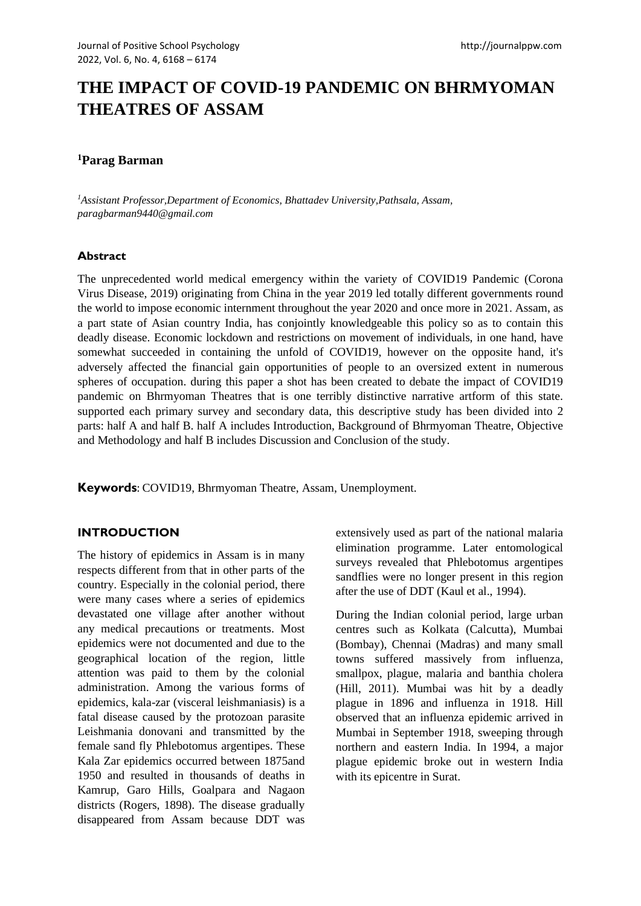# THE IMPACT OF COVID-19 PANDEMIC ON BHRMYOMAN THEATRES OF ASSAM

**[1]Parag Barman**

*[1]Assistant Professor,Department of Economics, Bhattadev University,Pathsala, Assam, paragbarman9440@gmail.com*

## Abstract

The unprecedented world medical emergency within the variety of COVID19 Pandemic (Corona Virus Disease, 2019) originating from China in the year 2019 led totally different governments round the world to impose economic internment throughout the year 2020 and once more in 2021. Assam, as a part state of Asian country India, has conjointly knowledgeable this policy so as to contain this deadly disease. Economic lockdown and restrictions on movement of individuals, in one hand, have somewhat succeeded in containing the unfold of COVID19, however on the opposite hand, it's adversely affected the financial gain opportunities of people to an oversized extent in numerous spheres of occupation. during this paper a shot has been created to debate the impact of COVID19 pandemic on Bhrmyoman Theatres that is one terribly distinctive narrative artform of this state. supported each primary survey and secondary data, this descriptive study has been divided into 2 parts: half A and half B. half A includes Introduction, Background of Bhrmyoman Theatre, Objective and Methodology and half B includes Discussion and Conclusion of the study.

**Keywords**: COVID19, Bhrmyoman Theatre, Assam, Unemployment.

## INTRODUCTION

The history of epidemics in Assam is in many respects different from that in other parts of the country. Especially in the colonial period, there were many cases where a series of epidemics devastated one village after another without any medical precautions or treatments. Most epidemics were not documented and due to the geographical location of the region, little attention was paid to them by the colonial administration. Among the various forms of epidemics, kala-zar (visceral leishmaniasis) is a fatal disease caused by the protozoan parasite Leishmania donovani and transmitted by the female sand fly Phlebotomus argentipes. These Kala Zar epidemics occurred between 1875and 1950 and resulted in thousands of deaths in Kamrup, Garo Hills, Goalpara and Nagaon districts (Rogers, 1898). The disease gradually disappeared from Assam because DDT was extensively used as part of the national malaria elimination programme. Later entomological surveys revealed that Phlebotomus argentipes sandflies were no longer present in this region after the use of DDT (Kaul et al., 1994).

During the Indian colonial period, large urban centres such as Kolkata (Calcutta), Mumbai (Bombay), Chennai (Madras) and many small towns suffered massively from influenza, smallpox, plague, malaria and banthia cholera (Hill, 2011). Mumbai was hit by a deadly plague in 1896 and influenza in 1918. Hill observed that an influenza epidemic arrived in Mumbai in September 1918, sweeping through northern and eastern India. In 1994, a major plague epidemic broke out in western India with its epicentre in Surat.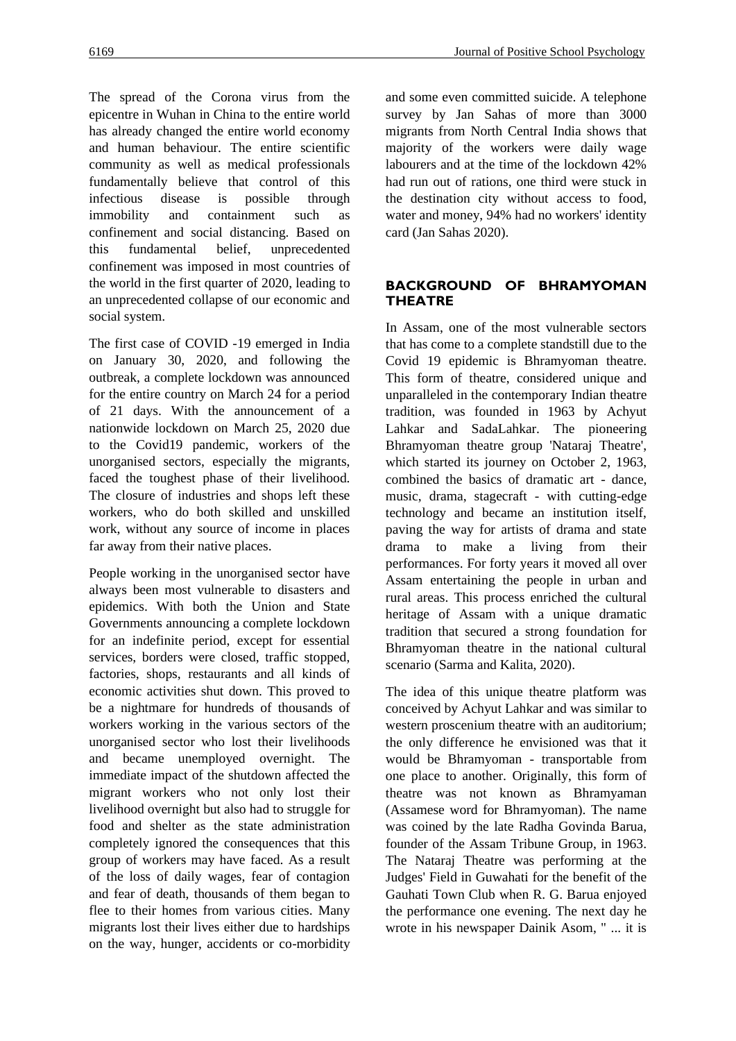The spread of the Corona virus from the epicentre in Wuhan in China to the entire world has already changed the entire world economy and human behaviour. The entire scientific community as well as medical professionals fundamentally believe that control of this infectious disease is possible through immobility and containment such as confinement and social distancing. Based on this fundamental belief, unprecedented confinement was imposed in most countries of the world in the first quarter of 2020, leading to an unprecedented collapse of our economic and social system.

The first case of COVID -19 emerged in India on January 30, 2020, and following the outbreak, a complete lockdown was announced for the entire country on March 24 for a period of 21 days. With the announcement of a nationwide lockdown on March 25, 2020 due to the Covid19 pandemic, workers of the unorganised sectors, especially the migrants, faced the toughest phase of their livelihood. The closure of industries and shops left these workers, who do both skilled and unskilled work, without any source of income in places far away from their native places.

People working in the unorganised sector have always been most vulnerable to disasters and epidemics. With both the Union and State Governments announcing a complete lockdown for an indefinite period, except for essential services, borders were closed, traffic stopped, factories, shops, restaurants and all kinds of economic activities shut down. This proved to be a nightmare for hundreds of thousands of workers working in the various sectors of the unorganised sector who lost their livelihoods and became unemployed overnight. The immediate impact of the shutdown affected the migrant workers who not only lost their livelihood overnight but also had to struggle for food and shelter as the state administration completely ignored the consequences that this group of workers may have faced. As a result of the loss of daily wages, fear of contagion and fear of death, thousands of them began to flee to their homes from various cities. Many migrants lost their lives either due to hardships on the way, hunger, accidents or co-morbidity and some even committed suicide. A telephone survey by Jan Sahas of more than 3000 migrants from North Central India shows that majority of the workers were daily wage labourers and at the time of the lockdown 42% had run out of rations, one third were stuck in the destination city without access to food, water and money, 94% had no workers' identity card (Jan Sahas 2020).

## BACKGROUND OF BHRAMYOMAN THEATRE

In Assam, one of the most vulnerable sectors that has come to a complete standstill due to the Covid 19 epidemic is Bhramyoman theatre. This form of theatre, considered unique and unparalleled in the contemporary Indian theatre tradition, was founded in 1963 by Achyut Lahkar and SadaLahkar. The pioneering Bhramyoman theatre group 'Nataraj Theatre', which started its journey on October 2, 1963, combined the basics of dramatic art - dance, music, drama, stagecraft - with cutting-edge technology and became an institution itself, paving the way for artists of drama and state drama to make a living from their performances. For forty years it moved all over Assam entertaining the people in urban and rural areas. This process enriched the cultural heritage of Assam with a unique dramatic tradition that secured a strong foundation for Bhramyoman theatre in the national cultural scenario (Sarma and Kalita, 2020).

The idea of this unique theatre platform was conceived by Achyut Lahkar and was similar to western proscenium theatre with an auditorium; the only difference he envisioned was that it would be Bhramyoman - transportable from one place to another. Originally, this form of theatre was not known as Bhramyaman (Assamese word for Bhramyoman). The name was coined by the late Radha Govinda Barua, founder of the Assam Tribune Group, in 1963. The Nataraj Theatre was performing at the Judges' Field in Guwahati for the benefit of the Gauhati Town Club when R. G. Barua enjoyed the performance one evening. The next day he wrote in his newspaper Dainik Asom, " ... it is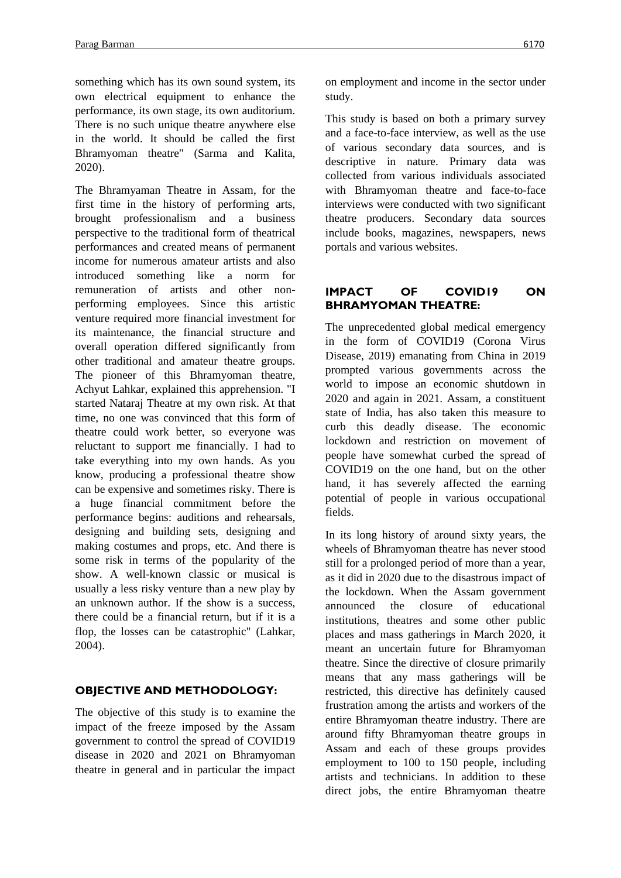something which has its own sound system, its own electrical equipment to enhance the performance, its own stage, its own auditorium. There is no such unique theatre anywhere else in the world. It should be called the first Bhramyoman theatre" (Sarma and Kalita, 2020).

The Bhramyaman Theatre in Assam, for the first time in the history of performing arts, brought professionalism and a business perspective to the traditional form of theatrical performances and created means of permanent income for numerous amateur artists and also introduced something like a norm for remuneration of artists and other non-performing employees. Since this artistic venture required more financial investment for its maintenance, the financial structure and overall operation differed significantly from other traditional and amateur theatre groups. The pioneer of this Bhramyoman theatre, Achyut Lahkar, explained this apprehension. "I started Nataraj Theatre at my own risk. At that time, no one was convinced that this form of theatre could work better, so everyone was reluctant to support me financially. I had to take everything into my own hands. As you know, producing a professional theatre show can be expensive and sometimes risky. There is a huge financial commitment before the performance begins: auditions and rehearsals, designing and building sets, designing and making costumes and props, etc. And there is some risk in terms of the popularity of the show. A well-known classic or musical is usually a less risky venture than a new play by an unknown author. If the show is a success, there could be a financial return, but if it is a flop, the losses can be catastrophic" (Lahkar, 2004).

## OBJECTIVE AND METHODOLOGY:

The objective of this study is to examine the impact of the freeze imposed by the Assam government to control the spread of COVID19 disease in 2020 and 2021 on Bhramyoman theatre in general and in particular the impact on employment and income in the sector under study.

This study is based on both a primary survey and a face-to-face interview, as well as the use of various secondary data sources, and is descriptive in nature. Primary data was collected from various individuals associated with Bhramyoman theatre and face-to-face interviews were conducted with two significant theatre producers. Secondary data sources include books, magazines, newspapers, news portals and various websites.

## IMPACT OF COVID19 ON BHRAMYOMAN THEATRE:

The unprecedented global medical emergency in the form of COVID19 (Corona Virus Disease, 2019) emanating from China in 2019 prompted various governments across the world to impose an economic shutdown in 2020 and again in 2021. Assam, a constituent state of India, has also taken this measure to curb this deadly disease. The economic lockdown and restriction on movement of people have somewhat curbed the spread of COVID19 on the one hand, but on the other hand, it has severely affected the earning potential of people in various occupational fields.

In its long history of around sixty years, the wheels of Bhramyoman theatre has never stood still for a prolonged period of more than a year, as it did in 2020 due to the disastrous impact of the lockdown. When the Assam government announced the closure of educational institutions, theatres and some other public places and mass gatherings in March 2020, it meant an uncertain future for Bhramyoman theatre. Since the directive of closure primarily means that any mass gatherings will be restricted, this directive has definitely caused frustration among the artists and workers of the entire Bhramyoman theatre industry. There are around fifty Bhramyoman theatre groups in Assam and each of these groups provides employment to 100 to 150 people, including artists and technicians. In addition to these direct jobs, the entire Bhramyoman theatre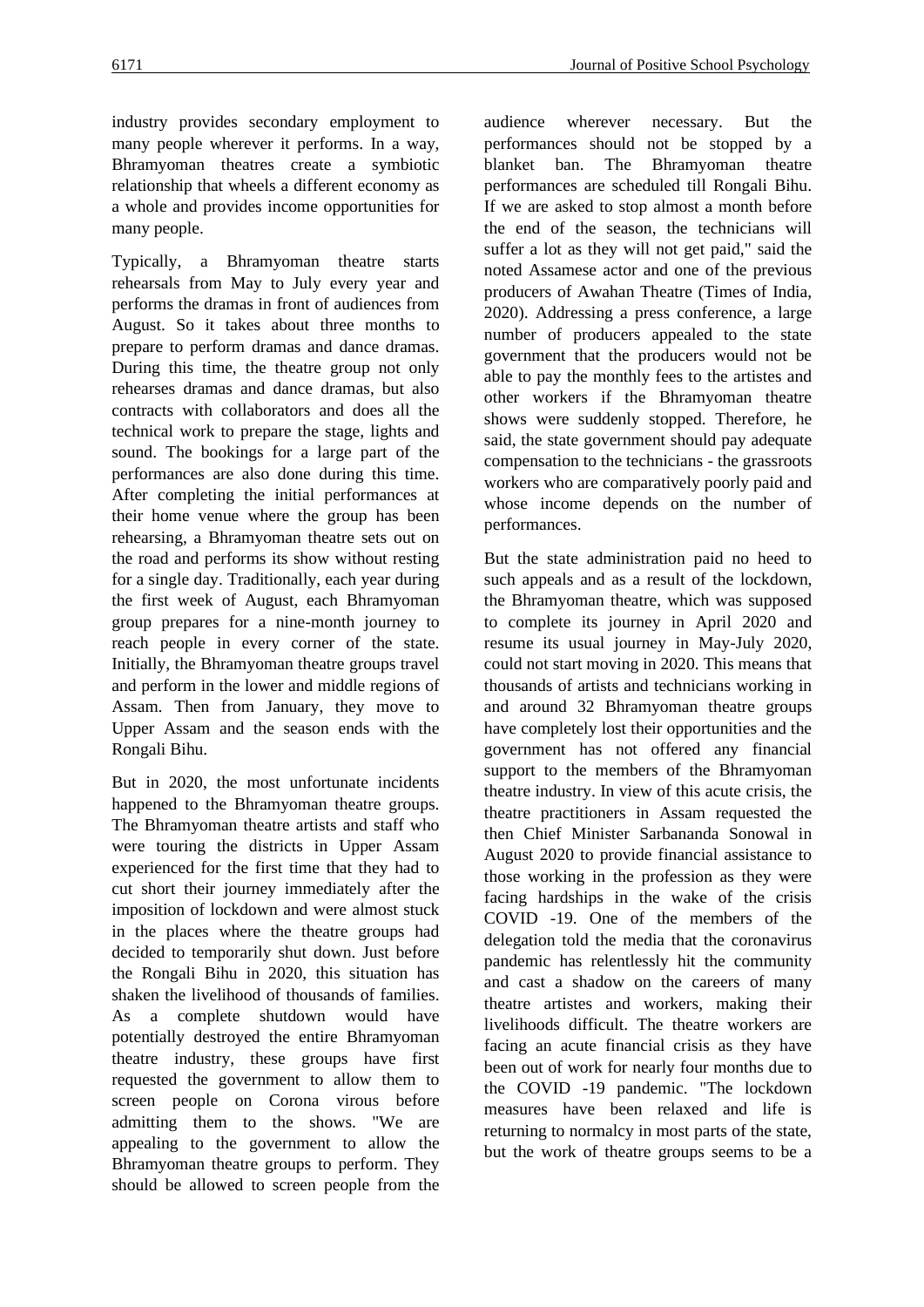industry provides secondary employment to many people wherever it performs. In a way, Bhramyoman theatres create a symbiotic relationship that wheels a different economy as a whole and provides income opportunities for many people.

Typically, a Bhramyoman theatre starts rehearsals from May to July every year and performs the dramas in front of audiences from August. So it takes about three months to prepare to perform dramas and dance dramas. During this time, the theatre group not only rehearses dramas and dance dramas, but also contracts with collaborators and does all the technical work to prepare the stage, lights and sound. The bookings for a large part of the performances are also done during this time. After completing the initial performances at their home venue where the group has been rehearsing, a Bhramyoman theatre sets out on the road and performs its show without resting for a single day. Traditionally, each year during the first week of August, each Bhramyoman group prepares for a nine-month journey to reach people in every corner of the state. Initially, the Bhramyoman theatre groups travel and perform in the lower and middle regions of Assam. Then from January, they move to Upper Assam and the season ends with the Rongali Bihu.

But in 2020, the most unfortunate incidents happened to the Bhramyoman theatre groups. The Bhramyoman theatre artists and staff who were touring the districts in Upper Assam experienced for the first time that they had to cut short their journey immediately after the imposition of lockdown and were almost stuck in the places where the theatre groups had decided to temporarily shut down. Just before the Rongali Bihu in 2020, this situation has shaken the livelihood of thousands of families. As a complete shutdown would have potentially destroyed the entire Bhramyoman theatre industry, these groups have first requested the government to allow them to screen people on Corona virous before admitting them to the shows. "We are appealing to the government to allow the Bhramyoman theatre groups to perform. They should be allowed to screen people from the audience wherever necessary. But the performances should not be stopped by a blanket ban. The Bhramyoman theatre performances are scheduled till Rongali Bihu. If we are asked to stop almost a month before the end of the season, the technicians will suffer a lot as they will not get paid," said the noted Assamese actor and one of the previous producers of Awahan Theatre (Times of India, 2020). Addressing a press conference, a large number of producers appealed to the state government that the producers would not be able to pay the monthly fees to the artistes and other workers if the Bhramyoman theatre shows were suddenly stopped. Therefore, he said, the state government should pay adequate compensation to the technicians - the grassroots workers who are comparatively poorly paid and whose income depends on the number of performances.

But the state administration paid no heed to such appeals and as a result of the lockdown, the Bhramyoman theatre, which was supposed to complete its journey in April 2020 and resume its usual journey in May-July 2020, could not start moving in 2020. This means that thousands of artists and technicians working in and around 32 Bhramyoman theatre groups have completely lost their opportunities and the government has not offered any financial support to the members of the Bhramyoman theatre industry. In view of this acute crisis, the theatre practitioners in Assam requested the then Chief Minister Sarbananda Sonowal in August 2020 to provide financial assistance to those working in the profession as they were facing hardships in the wake of the crisis COVID -19. One of the members of the delegation told the media that the coronavirus pandemic has relentlessly hit the community and cast a shadow on the careers of many theatre artistes and workers, making their livelihoods difficult. The theatre workers are facing an acute financial crisis as they have been out of work for nearly four months due to the COVID -19 pandemic. "The lockdown measures have been relaxed and life is returning to normalcy in most parts of the state, but the work of theatre groups seems to be a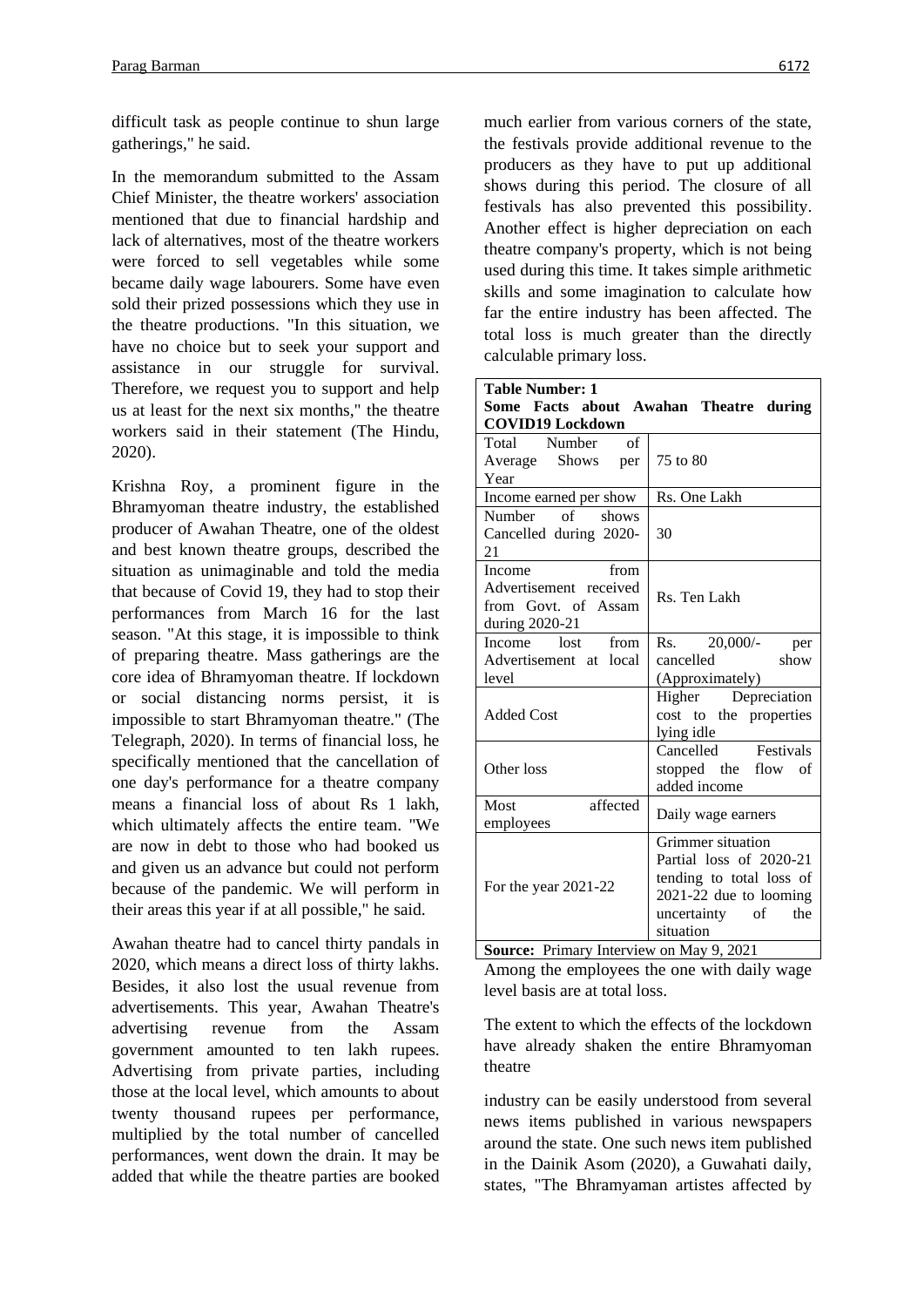difficult task as people continue to shun large gatherings," he said.

In the memorandum submitted to the Assam Chief Minister, the theatre workers' association mentioned that due to financial hardship and lack of alternatives, most of the theatre workers were forced to sell vegetables while some became daily wage labourers. Some have even sold their prized possessions which they use in the theatre productions. "In this situation, we have no choice but to seek your support and assistance in our struggle for survival. Therefore, we request you to support and help us at least for the next six months," the theatre workers said in their statement (The Hindu, 2020).

Krishna Roy, a prominent figure in the Bhramyoman theatre industry, the established producer of Awahan Theatre, one of the oldest and best known theatre groups, described the situation as unimaginable and told the media that because of Covid 19, they had to stop their performances from March 16 for the last season. "At this stage, it is impossible to think of preparing theatre. Mass gatherings are the core idea of Bhramyoman theatre. If lockdown or social distancing norms persist, it is impossible to start Bhramyoman theatre." (The Telegraph, 2020). In terms of financial loss, he specifically mentioned that the cancellation of one day's performance for a theatre company means a financial loss of about Rs 1 lakh, which ultimately affects the entire team. "We are now in debt to those who had booked us and given us an advance but could not perform because of the pandemic. We will perform in their areas this year if at all possible," he said.

Awahan theatre had to cancel thirty pandals in 2020, which means a direct loss of thirty lakhs. Besides, it also lost the usual revenue from advertisements. This year, Awahan Theatre's advertising revenue from the Assam government amounted to ten lakh rupees. Advertising from private parties, including those at the local level, which amounts to about twenty thousand rupees per performance, multiplied by the total number of cancelled performances, went down the drain. It may be added that while the theatre parties are booked much earlier from various corners of the state, the festivals provide additional revenue to the producers as they have to put up additional shows during this period. The closure of all festivals has also prevented this possibility. Another effect is higher depreciation on each theatre company's property, which is not being used during this time. It takes simple arithmetic skills and some imagination to calculate how far the entire industry has been affected. The total loss is much greater than the directly calculable primary loss.

**Table Number: 1**
**Some Facts about Awahan Theatre during COVID19 Lockdown**

| | |
|---|---|
| Total Number of Average Shows per Year | 75 to 80 |
| Income earned per show | Rs. One Lakh |
| Number of shows Cancelled during 2020-21 | 30 |
| Income from Advertisement received from Govt. of Assam during 2020-21 | Rs. Ten Lakh |
| Income lost from Advertisement at local level | Rs. 20,000/- per cancelled show (Approximately) |
| Added Cost | Higher Depreciation cost to the properties lying idle |
| Other loss | Cancelled Festivals stopped the flow of added income |
| Most affected employees | Daily wage earners |
| For the year 2021-22 | Grimmer situation Partial loss of 2020-21 tending to total loss of 2021-22 due to looming uncertainty of the situation |

**Source:** Primary Interview on May 9, 2021

Among the employees the one with daily wage level basis are at total loss.

The extent to which the effects of the lockdown have already shaken the entire Bhramyoman theatre industry can be easily understood from several news items published in various newspapers around the state. One such news item published in the Dainik Asom (2020), a Guwahati daily, states, "The Bhramyaman artistes affected by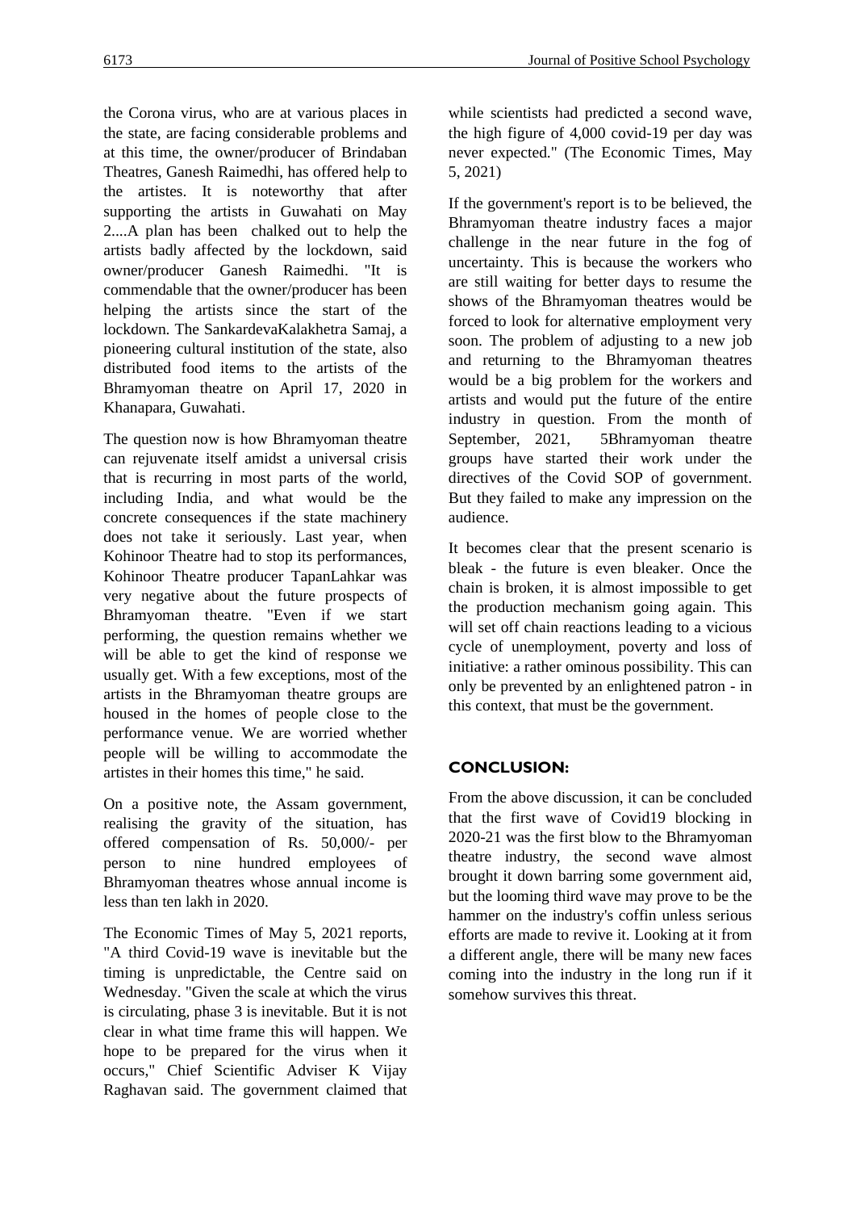the Corona virus, who are at various places in the state, are facing considerable problems and at this time, the owner/producer of Brindaban Theatres, Ganesh Raimedhi, has offered help to the artistes. It is noteworthy that after supporting the artists in Guwahati on May 2....A plan has been chalked out to help the artists badly affected by the lockdown, said owner/producer Ganesh Raimedhi. "It is commendable that the owner/producer has been helping the artists since the start of the lockdown. The SankardevaKalakhetra Samaj, a pioneering cultural institution of the state, also distributed food items to the artists of the Bhramyoman theatre on April 17, 2020 in Khanapara, Guwahati.

The question now is how Bhramyoman theatre can rejuvenate itself amidst a universal crisis that is recurring in most parts of the world, including India, and what would be the concrete consequences if the state machinery does not take it seriously. Last year, when Kohinoor Theatre had to stop its performances, Kohinoor Theatre producer TapanLahkar was very negative about the future prospects of Bhramyoman theatre. "Even if we start performing, the question remains whether we will be able to get the kind of response we usually get. With a few exceptions, most of the artists in the Bhramyoman theatre groups are housed in the homes of people close to the performance venue. We are worried whether people will be willing to accommodate the artistes in their homes this time," he said.

On a positive note, the Assam government, realising the gravity of the situation, has offered compensation of Rs. 50,000/- per person to nine hundred employees of Bhramyoman theatres whose annual income is less than ten lakh in 2020.

The Economic Times of May 5, 2021 reports, "A third Covid-19 wave is inevitable but the timing is unpredictable, the Centre said on Wednesday. "Given the scale at which the virus is circulating, phase 3 is inevitable. But it is not clear in what time frame this will happen. We hope to be prepared for the virus when it occurs," Chief Scientific Adviser K Vijay Raghavan said. The government claimed that while scientists had predicted a second wave, the high figure of 4,000 covid-19 per day was never expected." (The Economic Times, May 5, 2021)

If the government's report is to be believed, the Bhramyoman theatre industry faces a major challenge in the near future in the fog of uncertainty. This is because the workers who are still waiting for better days to resume the shows of the Bhramyoman theatres would be forced to look for alternative employment very soon. The problem of adjusting to a new job and returning to the Bhramyoman theatres would be a big problem for the workers and artists and would put the future of the entire industry in question. From the month of September, 2021, 5Bhramyoman theatre groups have started their work under the directives of the Covid SOP of government. But they failed to make any impression on the audience.

It becomes clear that the present scenario is bleak - the future is even bleaker. Once the chain is broken, it is almost impossible to get the production mechanism going again. This will set off chain reactions leading to a vicious cycle of unemployment, poverty and loss of initiative: a rather ominous possibility. This can only be prevented by an enlightened patron - in this context, that must be the government.

## CONCLUSION:

From the above discussion, it can be concluded that the first wave of Covid19 blocking in 2020-21 was the first blow to the Bhramyoman theatre industry, the second wave almost brought it down barring some government aid, but the looming third wave may prove to be the hammer on the industry's coffin unless serious efforts are made to revive it. Looking at it from a different angle, there will be many new faces coming into the industry in the long run if it somehow survives this threat.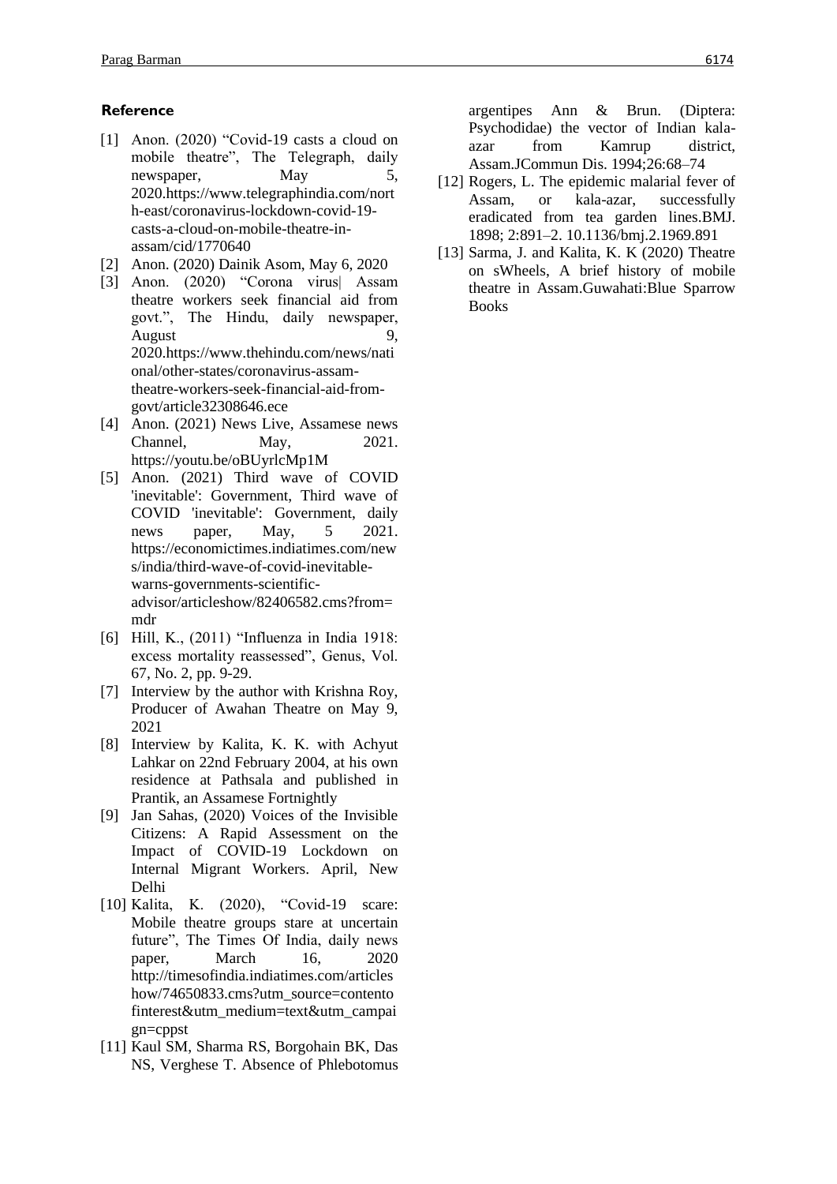## Reference

[1] Anon. (2020) "Covid-19 casts a cloud on mobile theatre", The Telegraph, daily newspaper, May 5, 2020.https://www.telegraphindia.com/north-east/coronavirus-lockdown-covid-19-casts-a-cloud-on-mobile-theatre-in-assam/cid/1770640

[2] Anon. (2020) Dainik Asom, May 6, 2020

[3] Anon. (2020) "Corona virus| Assam theatre workers seek financial aid from govt.", The Hindu, daily newspaper, August 9, 2020.https://www.thehindu.com/news/national/other-states/coronavirus-assam-theatre-workers-seek-financial-aid-from-govt/article32308646.ece

[4] Anon. (2021) News Live, Assamese news Channel, May, 2021. https://youtu.be/oBUyrlcMp1M

[5] Anon. (2021) Third wave of COVID 'inevitable': Government, Third wave of COVID 'inevitable': Government, daily news paper, May, 5 2021. https://economictimes.indiatimes.com/news/india/third-wave-of-covid-inevitable-warns-governments-scientific-advisor/articleshow/82406582.cms?from=mdr

[6] Hill, K., (2011) "Influenza in India 1918: excess mortality reassessed", Genus, Vol. 67, No. 2, pp. 9-29.

[7] Interview by the author with Krishna Roy, Producer of Awahan Theatre on May 9, 2021

[8] Interview by Kalita, K. K. with Achyut Lahkar on 22nd February 2004, at his own residence at Pathsala and published in Prantik, an Assamese Fortnightly

[9] Jan Sahas, (2020) Voices of the Invisible Citizens: A Rapid Assessment on the Impact of COVID-19 Lockdown on Internal Migrant Workers. April, New Delhi

[10] Kalita, K. (2020), "Covid-19 scare: Mobile theatre groups stare at uncertain future", The Times Of India, daily news paper, March 16, 2020 http://timesofindia.indiatimes.com/articleshow/74650833.cms?utm_source=contentofinterest&utm_medium=text&utm_campaign=cppst

[11] Kaul SM, Sharma RS, Borgohain BK, Das NS, Verghese T. Absence of Phlebotomus argentipes Ann & Brun. (Diptera: Psychodidae) the vector of Indian kala-azar from Kamrup district, Assam.JCommun Dis. 1994;26:68–74

[12] Rogers, L. The epidemic malarial fever of Assam, or kala-azar, successfully eradicated from tea garden lines.BMJ. 1898; 2:891–2. 10.1136/bmj.2.1969.891

[13] Sarma, J. and Kalita, K. K (2020) Theatre on sWheels, A brief history of mobile theatre in Assam.Guwahati:Blue Sparrow Books